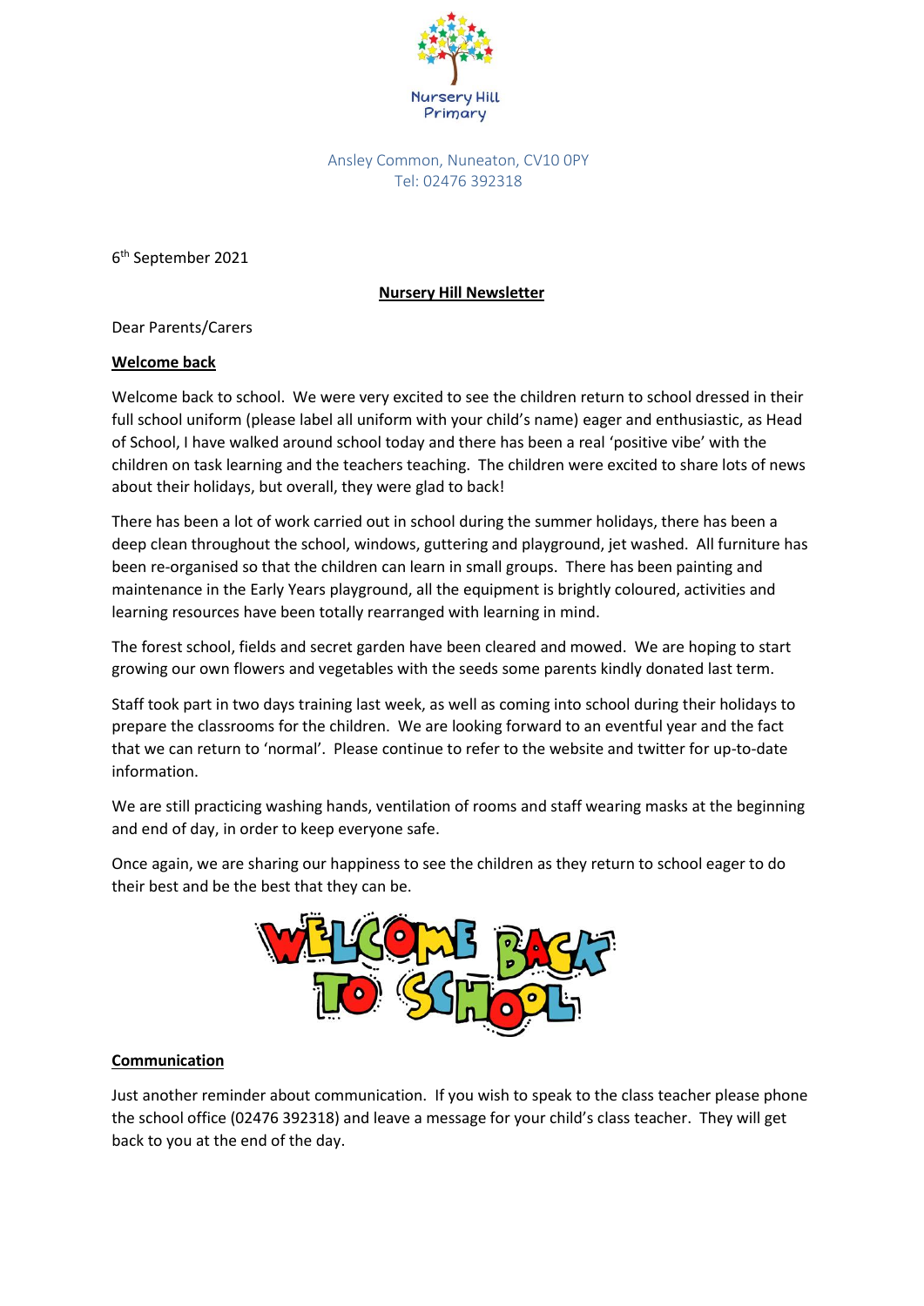Nursery Hill Primary

Ansley Common, Nuneaton, CV10 0PY
Tel: 02476 392318

6th September 2021

## Nursery Hill Newsletter

Dear Parents/Carers

### Welcome back

Welcome back to school. We were very excited to see the children return to school dressed in their full school uniform (please label all uniform with your child's name) eager and enthusiastic, as Head of School, I have walked around school today and there has been a real 'positive vibe' with the children on task learning and the teachers teaching. The children were excited to share lots of news about their holidays, but overall, they were glad to back!

There has been a lot of work carried out in school during the summer holidays, there has been a deep clean throughout the school, windows, guttering and playground, jet washed. All furniture has been re-organised so that the children can learn in small groups. There has been painting and maintenance in the Early Years playground, all the equipment is brightly coloured, activities and learning resources have been totally rearranged with learning in mind.

The forest school, fields and secret garden have been cleared and mowed. We are hoping to start growing our own flowers and vegetables with the seeds some parents kindly donated last term.

Staff took part in two days training last week, as well as coming into school during their holidays to prepare the classrooms for the children. We are looking forward to an eventful year and the fact that we can return to 'normal'. Please continue to refer to the website and twitter for up-to-date information.

We are still practicing washing hands, ventilation of rooms and staff wearing masks at the beginning and end of day, in order to keep everyone safe.

Once again, we are sharing our happiness to see the children as they return to school eager to do their best and be the best that they can be.

WELCOME BACK TO SCHOOL

### Communication

Just another reminder about communication. If you wish to speak to the class teacher please phone the school office (02476 392318) and leave a message for your child's class teacher. They will get back to you at the end of the day.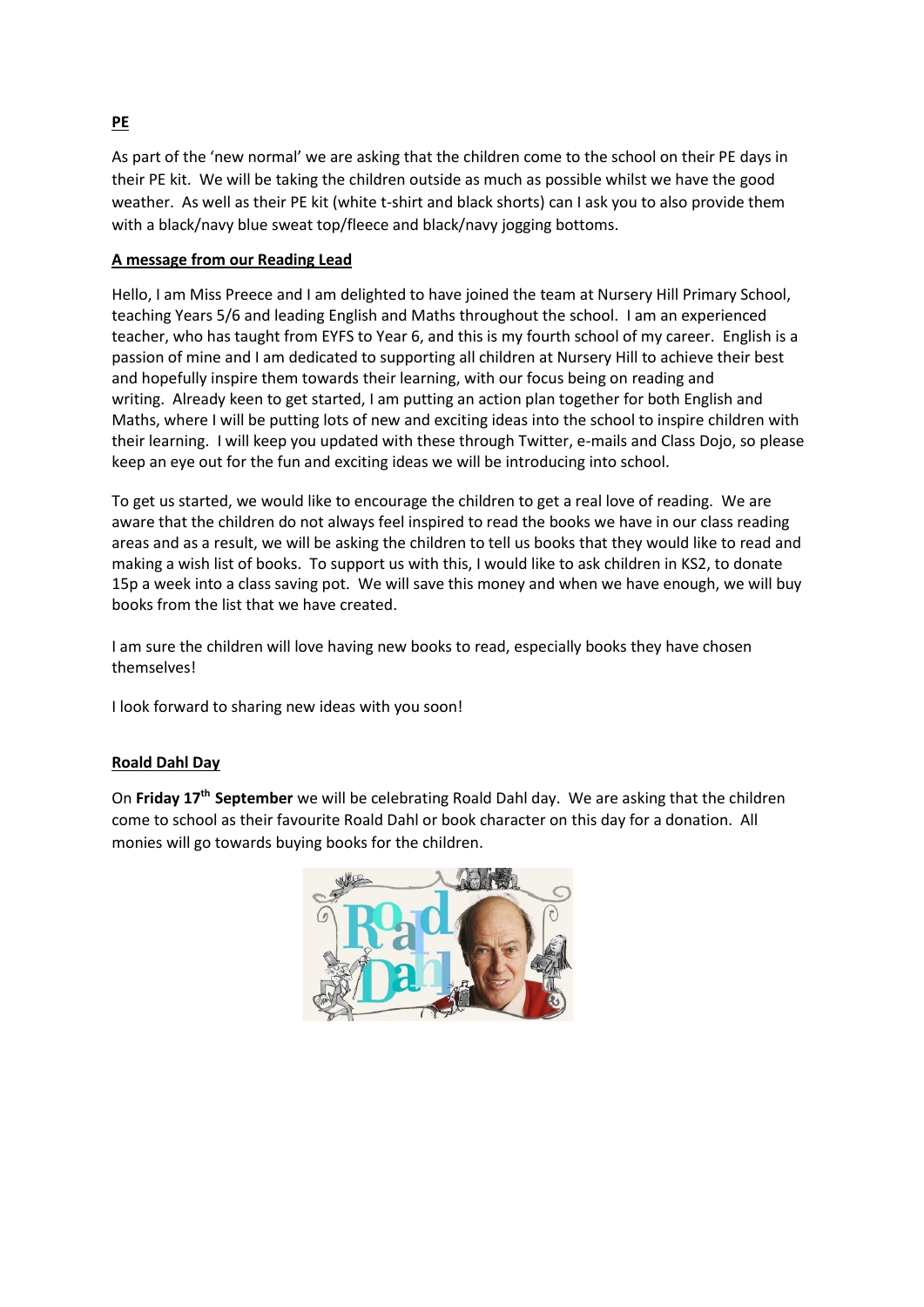**PE**

As part of the 'new normal' we are asking that the children come to the school on their PE days in their PE kit. We will be taking the children outside as much as possible whilst we have the good weather. As well as their PE kit (white t-shirt and black shorts) can I ask you to also provide them with a black/navy blue sweat top/fleece and black/navy jogging bottoms.

**A message from our Reading Lead**

Hello, I am Miss Preece and I am delighted to have joined the team at Nursery Hill Primary School, teaching Years 5/6 and leading English and Maths throughout the school. I am an experienced teacher, who has taught from EYFS to Year 6, and this is my fourth school of my career. English is a passion of mine and I am dedicated to supporting all children at Nursery Hill to achieve their best and hopefully inspire them towards their learning, with our focus being on reading and writing. Already keen to get started, I am putting an action plan together for both English and Maths, where I will be putting lots of new and exciting ideas into the school to inspire children with their learning. I will keep you updated with these through Twitter, e-mails and Class Dojo, so please keep an eye out for the fun and exciting ideas we will be introducing into school.

To get us started, we would like to encourage the children to get a real love of reading. We are aware that the children do not always feel inspired to read the books we have in our class reading areas and as a result, we will be asking the children to tell us books that they would like to read and making a wish list of books. To support us with this, I would like to ask children in KS2, to donate 15p a week into a class saving pot. We will save this money and when we have enough, we will buy books from the list that we have created.

I am sure the children will love having new books to read, especially books they have chosen themselves!

I look forward to sharing new ideas with you soon!

**Roald Dahl Day**

On **Friday 17th September** we will be celebrating Roald Dahl day. We are asking that the children come to school as their favourite Roald Dahl or book character on this day for a donation. All monies will go towards buying books for the children.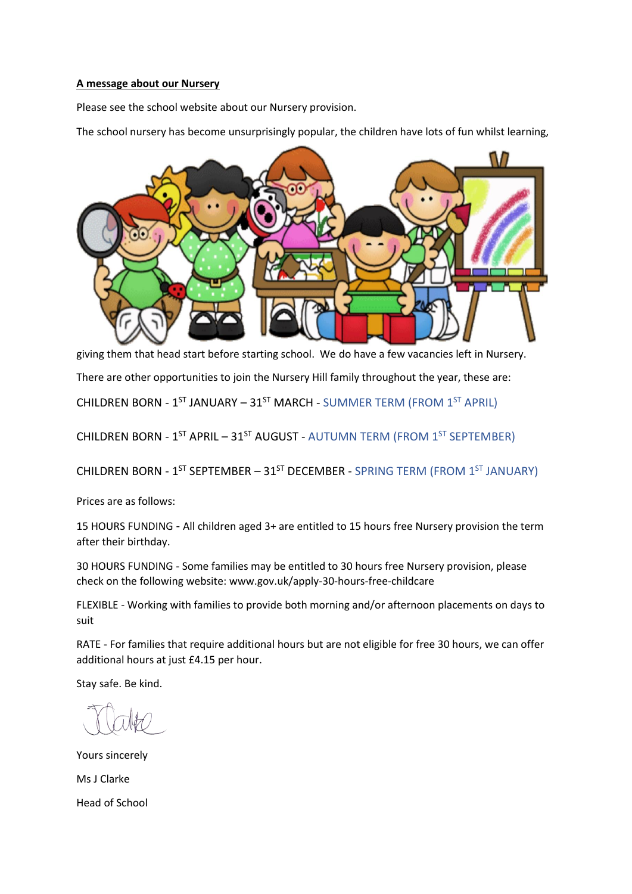**A message about our Nursery**

Please see the school website about our Nursery provision.

The school nursery has become unsurprisingly popular, the children have lots of fun whilst learning, giving them that head start before starting school. We do have a few vacancies left in Nursery.

There are other opportunities to join the Nursery Hill family throughout the year, these are:

CHILDREN BORN - 1ST JANUARY – 31ST MARCH - SUMMER TERM (FROM 1ST APRIL)

CHILDREN BORN - 1ST APRIL – 31ST AUGUST - AUTUMN TERM (FROM 1ST SEPTEMBER)

CHILDREN BORN - 1ST SEPTEMBER – 31ST DECEMBER - SPRING TERM (FROM 1ST JANUARY)

Prices are as follows:

15 HOURS FUNDING - All children aged 3+ are entitled to 15 hours free Nursery provision the term after their birthday.

30 HOURS FUNDING - Some families may be entitled to 30 hours free Nursery provision, please check on the following website: www.gov.uk/apply-30-hours-free-childcare

FLEXIBLE - Working with families to provide both morning and/or afternoon placements on days to suit

RATE - For families that require additional hours but are not eligible for free 30 hours, we can offer additional hours at just £4.15 per hour.

Stay safe. Be kind.

Yours sincerely

Ms J Clarke

Head of School